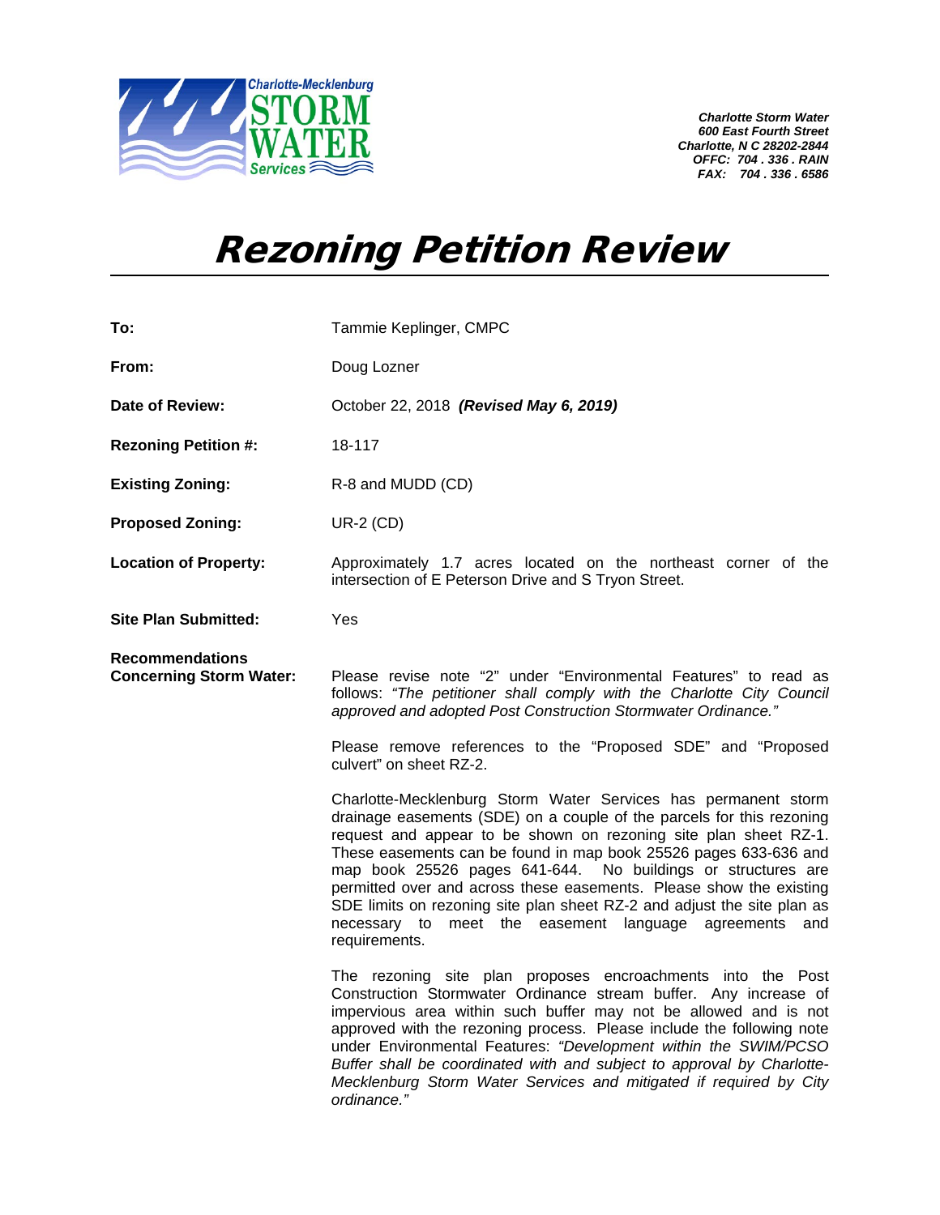Charlotte-Mecklenburg STORM WATER Services

*Charlotte Storm Water*
*600 East Fourth Street*
*Charlotte, N C 28202-2844*
*OFFC: 704 . 336 . RAIN*
*FAX: 704 . 336 . 6586*

# *Rezoning Petition Review*

**To:** Tammie Keplinger, CMPC

**From:** Doug Lozner

**Date of Review:** October 22, 2018 ***(Revised May 6, 2019)***

**Rezoning Petition #:** 18-117

**Existing Zoning:** R-8 and MUDD (CD)

**Proposed Zoning:** UR-2 (CD)

**Location of Property:** Approximately 1.7 acres located on the northeast corner of the intersection of E Peterson Drive and S Tryon Street.

**Site Plan Submitted:** Yes

**Recommendations Concerning Storm Water:**

Please revise note "2" under "Environmental Features" to read as follows: *"The petitioner shall comply with the Charlotte City Council approved and adopted Post Construction Stormwater Ordinance."*

Please remove references to the "Proposed SDE" and "Proposed culvert" on sheet RZ-2.

Charlotte-Mecklenburg Storm Water Services has permanent storm drainage easements (SDE) on a couple of the parcels for this rezoning request and appear to be shown on rezoning site plan sheet RZ-1. These easements can be found in map book 25526 pages 633-636 and map book 25526 pages 641-644. No buildings or structures are permitted over and across these easements. Please show the existing SDE limits on rezoning site plan sheet RZ-2 and adjust the site plan as necessary to meet the easement language agreements and requirements.

The rezoning site plan proposes encroachments into the Post Construction Stormwater Ordinance stream buffer. Any increase of impervious area within such buffer may not be allowed and is not approved with the rezoning process. Please include the following note under Environmental Features: *"Development within the SWIM/PCSO Buffer shall be coordinated with and subject to approval by Charlotte-Mecklenburg Storm Water Services and mitigated if required by City ordinance."*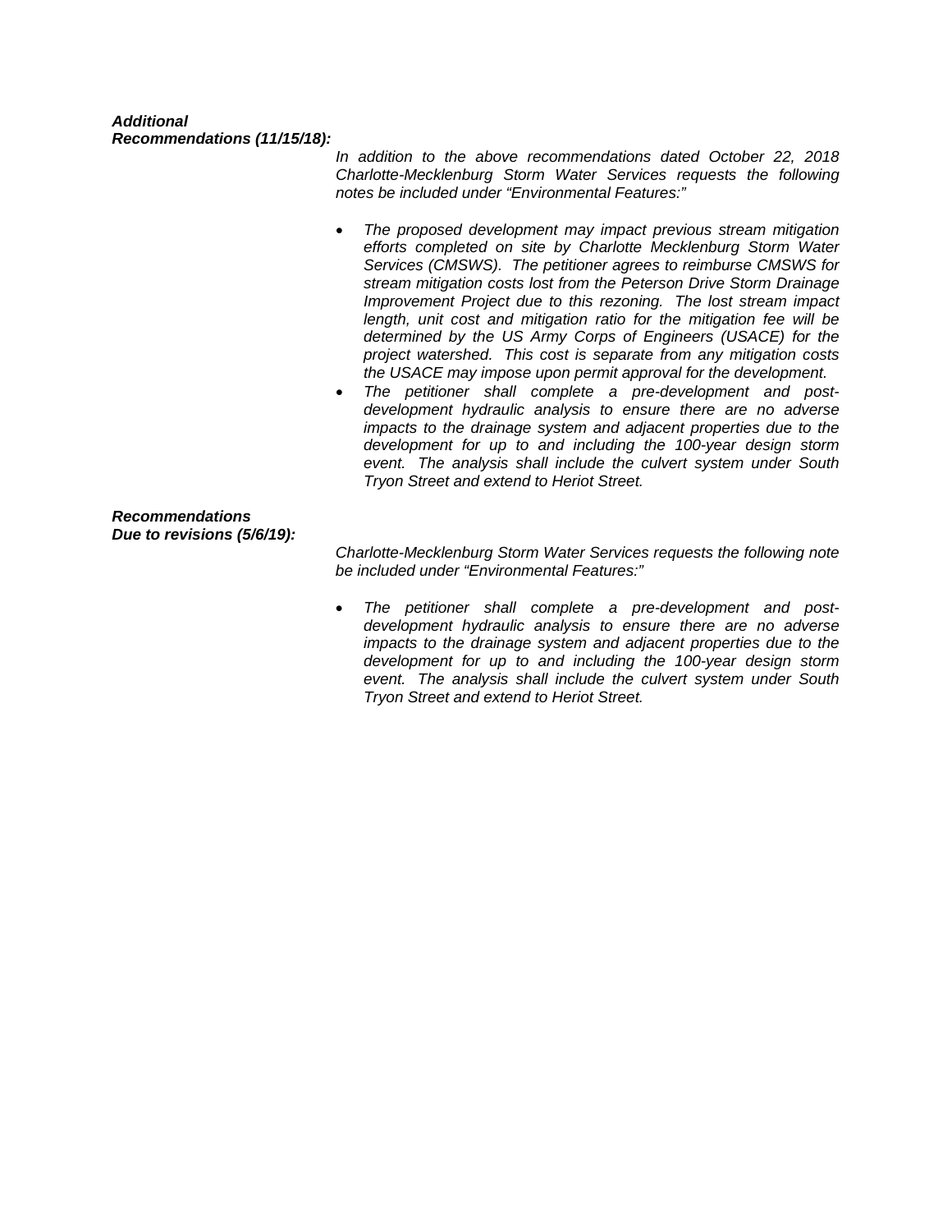***Additional Recommendations (11/15/18):***

*In addition to the above recommendations dated October 22, 2018 Charlotte-Mecklenburg Storm Water Services requests the following notes be included under "Environmental Features:"*

- *The proposed development may impact previous stream mitigation efforts completed on site by Charlotte Mecklenburg Storm Water Services (CMSWS). The petitioner agrees to reimburse CMSWS for stream mitigation costs lost from the Peterson Drive Storm Drainage Improvement Project due to this rezoning. The lost stream impact length, unit cost and mitigation ratio for the mitigation fee will be determined by the US Army Corps of Engineers (USACE) for the project watershed. This cost is separate from any mitigation costs the USACE may impose upon permit approval for the development.*
- *The petitioner shall complete a pre-development and post-development hydraulic analysis to ensure there are no adverse impacts to the drainage system and adjacent properties due to the development for up to and including the 100-year design storm event. The analysis shall include the culvert system under South Tryon Street and extend to Heriot Street.*

***Recommendations Due to revisions (5/6/19):***

*Charlotte-Mecklenburg Storm Water Services requests the following note be included under "Environmental Features:"*

- *The petitioner shall complete a pre-development and post-development hydraulic analysis to ensure there are no adverse impacts to the drainage system and adjacent properties due to the development for up to and including the 100-year design storm event. The analysis shall include the culvert system under South Tryon Street and extend to Heriot Street.*